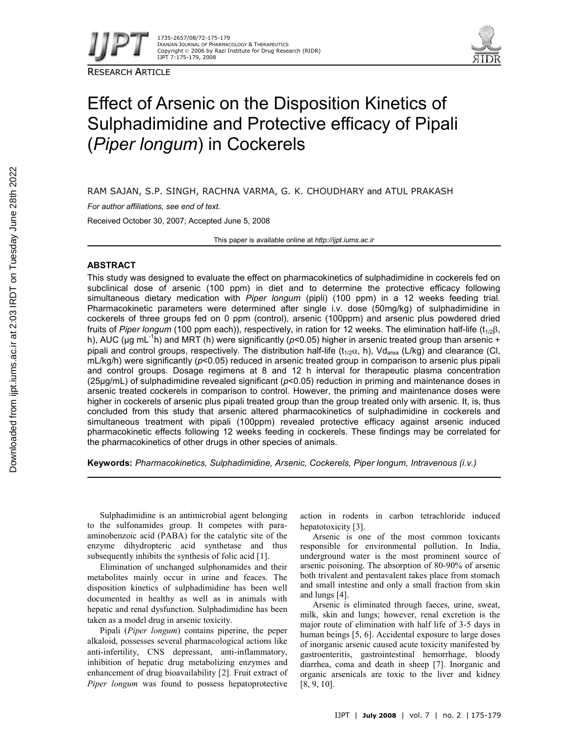RESEARCH ARTICLE

# Effect of Arsenic on the Disposition Kinetics of Sulphadimidine and Protective efficacy of Pipali (*Piper longum*) in Cockerels

RAM SAJAN, S.P. SINGH, RACHNA VARMA, G. K. CHOUDHARY and ATUL PRAKASH

*For author affiliations, see end of text.*

Received October 30, 2007; Accepted June 5, 2008

This paper is available online at *http://ijpt.iums.ac.ir*

## ABSTRACT

This study was designed to evaluate the effect on pharmacokinetics of sulphadimidine in cockerels fed on subclinical dose of arsenic (100 ppm) in diet and to determine the protective efficacy following simultaneous dietary medication with *Piper longum* (pipli) (100 ppm) in a 12 weeks feeding trial. Pharmacokinetic parameters were determined after single i.v. dose (50mg/kg) of sulphadimidine in cockerels of three groups fed on 0 ppm (control), arsenic (100ppm) and arsenic plus powdered dried fruits of *Piper longum* (100 ppm each)), respectively, in ration for 12 weeks. The elimination half-life ($t_{1/2}\beta$, h), AUC (μg mL$^{-1}$h) and MRT (h) were significantly ($p$<0.05) higher in arsenic treated group than arsenic + pipali and control groups, respectively. The distribution half-life ($t_{1/2}\alpha$, h), $Vd_{area}$ (L/kg) and clearance (Cl, mL/kg/h) were significantly ($p$<0.05) reduced in arsenic treated group in comparison to arsenic plus pipali and control groups. Dosage regimens at 8 and 12 h interval for therapeutic plasma concentration (25μg/mL) of sulphadimidine revealed significant ($p$<0.05) reduction in priming and maintenance doses in arsenic treated cockerels in comparison to control. However, the priming and maintenance doses were higher in cockerels of arsenic plus pipali treated group than the group treated only with arsenic. It, is, thus concluded from this study that arsenic altered pharmacokinetics of sulphadimidine in cockerels and simultaneous treatment with pipali (100ppm) revealed protective efficacy against arsenic induced pharmacokinetic effects following 12 weeks feeding in cockerels. These findings may be correlated for the pharmacokinetics of other drugs in other species of animals.

**Keywords:** *Pharmacokinetics, Sulphadimidine, Arsenic, Cockerels, Piper longum, Intravenous (i.v.)*

Sulphadimidine is an antimicrobial agent belonging to the sulfonamides group. It competes with para-aminobenzoic acid (PABA) for the catalytic site of the enzyme dihydropteric acid synthetase and thus subsequently inhibits the synthesis of folic acid [1].

Elimination of unchanged sulphonamides and their metabolites mainly occur in urine and feaces. The disposition kinetics of sulphadimidine has been well documented in healthy as well as in animals with hepatic and renal dysfunction. Sulphadimidine has been taken as a model drug in arsenic toxicity.

Pipali (*Piper longum*) contains piperine, the peper alkaloid, possesses several pharmacological actions like anti-infertility, CNS depressant, anti-inflammatory, inhibition of hepatic drug metabolizing enzymes and enhancement of drug bioavailability [2]. Fruit extract of *Piper longum* was found to possess hepatoprotective action in rodents in carbon tetrachloride induced hepatotoxicity [3].

Arsenic is one of the most common toxicants responsible for environmental pollution. In India, underground water is the most prominent source of arsenic poisoning. The absorption of 80-90% of arsenic both trivalent and pentavalent takes place from stomach and small intestine and only a small fraction from skin and lungs [4].

Arsenic is eliminated through faeces, urine, sweat, milk, skin and lungs; however, renal excretion is the major route of elimination with half life of 3-5 days in human beings [5, 6]. Accidental exposure to large doses of inorganic arsenic caused acute toxicity manifested by gastroenteritis, gastrointestinal hemorrhage, bloody diarrhea, coma and death in sheep [7]. Inorganic and organic arsenicals are toxic to the liver and kidney [8, 9, 10].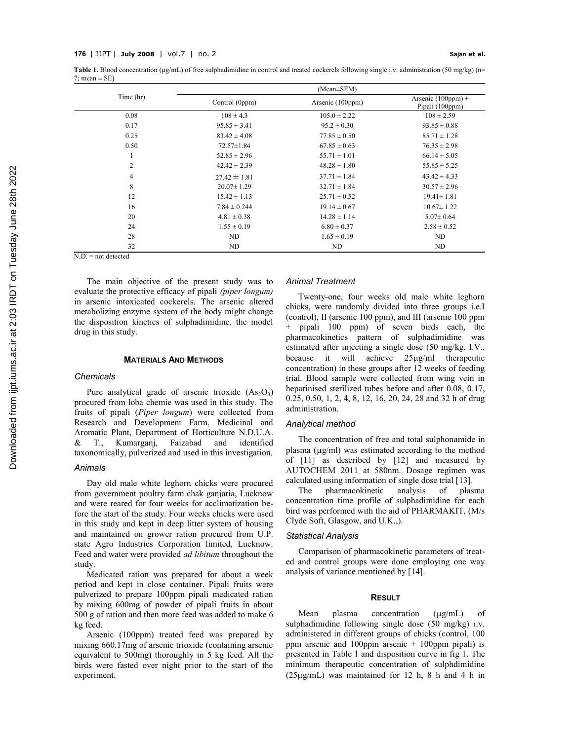**Table 1.** Blood concentration (μg/mL) of free sulphadimidine in control and treated cockerels following single i.v. administration (50 mg/kg) (n= 7; mean ± SE)

| Time (hr) | (Mean±SEM) | | |
|---|---|---|---|
| | Control (0ppm) | Arsenic (100ppm) | Arsenic (100ppm) + Pipali (100ppm) |
| 0.08 | 108 ± 4.3 | 105.0 ± 2.22 | 108 ± 2.59 |
| 0.17 | 95.85 ± 3.41 | 95.2 ± 0.30 | 93.85 ± 0.88 |
| 0.25 | 83.42 ± 4.08 | 77.85 ± 0.50 | 85.71 ± 1.28 |
| 0.50 | 72.57±1.84 | 67.85 ± 0.63 | 76.35 ± 2.98 |
| 1 | 52.85 ± 2.96 | 55.71 ± 1.01 | 66.14 ± 5.05 |
| 2 | 42.42 ± 2.39 | 48.28 ± 1.80 | 55.85 ± 5.25 |
| 4 | 27.42 ± 1.81 | 37.71 ± 1.84 | 43.42 ± 4.33 |
| 8 | 20.07± 1.29 | 32.71 ± 1.84 | 30.57 ± 2.96 |
| 12 | 15.42 ± 1.13 | 25.71 ± 0.52 | 19.41± 1.81 |
| 16 | 7.84 ± 0.244 | 19.14 ± 0.67 | 10.67± 1.22 |
| 20 | 4.81 ± 0.38 | 14.28 ± 1.14 | 5.07± 0.64 |
| 24 | 1.55 ± 0.19 | 6.80 ± 0.37 | 2.58 ± 0.52 |
| 28 | ND | 1.65 ± 0.19 | ND |
| 32 | ND | ND | ND |

N.D. = not detected

The main objective of the present study was to evaluate the protective efficacy of pipali *(piper longum)* in arsenic intoxicated cockerels. The arsenic altered metabolizing enzyme system of the body might change the disposition kinetics of sulphadimidine, the model drug in this study.

## MATERIALS AND METHODS

### *Chemicals*

Pure analytical grade of arsenic trioxide ($As_2O_3$) procured from loba chemie was used in this study. The fruits of pipali (*Piper longum*) were collected from Research and Development Farm, Medicinal and Aromatic Plant, Department of Horticulture N.D.U.A. & T., Kumarganj, Faizabad and identified taxonomically, pulverized and used in this investigation.

### *Animals*

Day old male white leghorn chicks were procured from government poultry farm chak ganjaria, Lucknow and were reared for four weeks for acclimatization before the start of the study. Four weeks chicks were used in this study and kept in deep litter system of housing and maintained on grower ration procured from U.P. state Agro Industries Corporation limited, Lucknow. Feed and water were provided *ad libitum* throughout the study.

Medicated ration was prepared for about a week period and kept in close container. Pipali fruits were pulverized to prepare 100ppm pipali medicated ration by mixing 600mg of powder of pipali fruits in about 500 g of ration and then more feed was added to make 6 kg feed.

Arsenic (100ppm) treated feed was prepared by mixing 660.17mg of arsenic trioxide (containing arsenic equivalent to 500mg) thoroughly in 5 kg feed. All the birds were fasted over night prior to the start of the experiment.

### *Animal Treatment*

Twenty-one, four weeks old male white leghorn chicks, were randomly divided into three groups i.e.I (control), II (arsenic 100 ppm), and III (arsenic 100 ppm + pipali 100 ppm) of seven birds each, the pharmacokinetics pattern of sulphadimidine was estimated after injecting a single dose (50 mg/kg, I.V., because it will achieve 25μg/ml therapeutic concentration) in these groups after 12 weeks of feeding trial. Blood sample were collected from wing vein in heparinised sterilized tubes before and after 0.08, 0.17, 0.25, 0.50, 1, 2, 4, 8, 12, 16, 20, 24, 28 and 32 h of drug administration.

### *Analytical method*

The concentration of free and total sulphonamide in plasma (μg/ml) was estimated according to the method of [11] as described by [12] and measured by AUTOCHEM 2011 at 580nm. Dosage regimen was calculated using information of single dose trial [13].

The pharmacokinetic analysis of plasma concentration time profile of sulphadimidine for each bird was performed with the aid of PHARMAKIT, (M/s Clyde Soft, Glasgow, and U.K.,).

### *Statistical Analysis*

Comparison of pharmacokinetic parameters of treated and control groups were done employing one way analysis of variance mentioned by [14].

## RESULT

Mean plasma concentration (μg/mL) of sulphadimidine following single dose (50 mg/kg) i.v. administered in different groups of chicks (control, 100 ppm arsenic and 100ppm arsenic + 100ppm pipali) is presented in Table 1 and disposition curve in fig 1. The minimum therapeutic concentration of sulphdimidine (25μg/mL) was maintained for 12 h, 8 h and 4 h in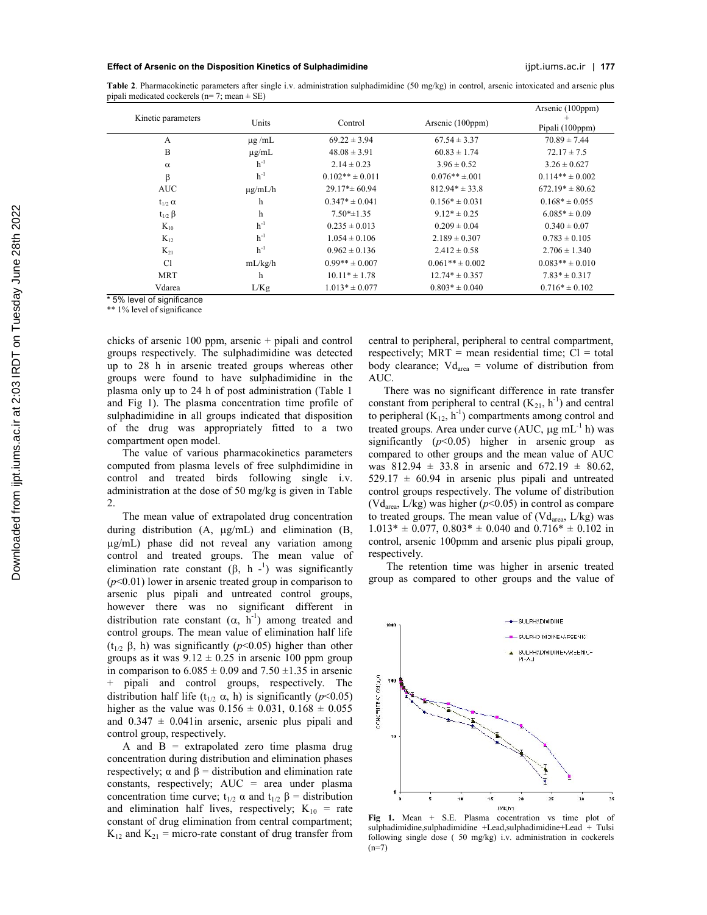**Table 2**. Pharmacokinetic parameters after single i.v. administration sulphadimidine (50 mg/kg) in control, arsenic intoxicated and arsenic plus pipali medicated cockerels (n= 7; mean ± SE)

| Kinetic parameters | Units | Control | Arsenic (100ppm) | Arsenic (100ppm) + Pipali (100ppm) |
|---|---|---|---|---|
| A | μg /mL | 69.22 ± 3.94 | 67.54 ± 3.37 | 70.89 ± 7.44 |
| B | μg/mL | 48.08 ± 3.91 | 60.83 ± 1.74 | 72.17 ± 7.5 |
| $\alpha$ | $h^{-1}$ | 2.14 ± 0.23 | 3.96 ± 0.52 | 3.26 ± 0.627 |
| $\beta$ | $h^{-1}$ | 0.102** ± 0.011 | 0.076** ±.001 | 0.114** ± 0.002 |
| AUC | μg/mL/h | 29.17*± 60.94 | 812.94* ± 33.8 | 672.19* ± 80.62 |
| $t_{1/2}\ \alpha$ | h | 0.347* ± 0.041 | 0.156* ± 0.031 | 0.168* ± 0.055 |
| $t_{1/2}\ \beta$ | h | 7.50*±1.35 | 9.12* ± 0.25 | 6.085* ± 0.09 |
| $K_{10}$ | $h^{-1}$ | 0.235 ± 0.013 | 0.209 ± 0.04 | 0.340 ± 0.07 |
| $K_{12}$ | $h^{-1}$ | 1.054 ± 0.106 | 2.189 ± 0.307 | 0.783 ± 0.105 |
| $K_{21}$ | $h^{-1}$ | 0.962 ± 0.136 | 2.412 ± 0.58 | 2.706 ± 1.340 |
| Cl | mL/kg/h | 0.99** ± 0.007 | 0.061** ± 0.002 | 0.083** ± 0.010 |
| MRT | h | 10.11* ± 1.78 | 12.74* ± 0.357 | 7.83* ± 0.317 |
| Vdarea | L/Kg | 1.013* ± 0.077 | 0.803* ± 0.040 | 0.716* ± 0.102 |

\* 5% level of significance

\*\* 1% level of significance

chicks of arsenic 100 ppm, arsenic + pipali and control groups respectively. The sulphadimidine was detected up to 28 h in arsenic treated groups whereas other groups were found to have sulphadimidine in the plasma only up to 24 h of post administration (Table 1 and Fig 1). The plasma concentration time profile of sulphadimidine in all groups indicated that disposition of the drug was appropriately fitted to a two compartment open model.

The value of various pharmacokinetics parameters computed from plasma levels of free sulphdimidine in control and treated birds following single i.v. administration at the dose of 50 mg/kg is given in Table 2.

The mean value of extrapolated drug concentration during distribution (A, μg/mL) and elimination (B, μg/mL) phase did not reveal any variation among control and treated groups. The mean value of elimination rate constant ($\beta$, $h^{-1}$) was significantly ($p$<0.01) lower in arsenic treated group in comparison to arsenic plus pipali and untreated control groups, however there was no significant different in distribution rate constant ($\alpha$, $h^{-1}$) among treated and control groups. The mean value of elimination half life ($t_{1/2}\ \beta$, h) was significantly ($p$<0.05) higher than other groups as it was 9.12 ± 0.25 in arsenic 100 ppm group in comparison to 6.085 ± 0.09 and 7.50 ±1.35 in arsenic + pipali and control groups, respectively. The distribution half life ($t_{1/2}\ \alpha$, h) is significantly ($p$<0.05) higher as the value was 0.156 ± 0.031, 0.168 ± 0.055 and 0.347 ± 0.041in arsenic, arsenic plus pipali and control group, respectively.

A and B = extrapolated zero time plasma drug concentration during distribution and elimination phases respectively; $\alpha$ and $\beta$ = distribution and elimination rate constants, respectively; AUC = area under plasma concentration time curve; $t_{1/2}\ \alpha$ and $t_{1/2}\ \beta$ = distribution and elimination half lives, respectively; $K_{10}$ = rate constant of drug elimination from central compartment; $K_{12}$ and $K_{21}$ = micro-rate constant of drug transfer from central to peripheral, peripheral to central compartment, respectively; MRT = mean residential time; Cl = total body clearance; $Vd_{area}$ = volume of distribution from AUC.

There was no significant difference in rate transfer constant from peripheral to central ($K_{21}$, $h^{-1}$) and central to peripheral ($K_{12}$, $h^{-1}$) compartments among control and treated groups. Area under curve (AUC, μg $mL^{-1}$ h) was significantly ($p$<0.05) higher in arsenic group as compared to other groups and the mean value of AUC was 812.94 ± 33.8 in arsenic and 672.19 ± 80.62, 529.17 ± 60.94 in arsenic plus pipali and untreated control groups respectively. The volume of distribution ($Vd_{area}$, L/kg) was higher ($p$<0.05) in control as compare to treated groups. The mean value of ($Vd_{area}$, L/kg) was 1.013* ± 0.077, 0.803* ± 0.040 and 0.716* ± 0.102 in control, arsenic 100pmm and arsenic plus pipali group, respectively.

The retention time was higher in arsenic treated group as compared to other groups and the value of

**Fig 1.** Mean + S.E. Plasma cocentration vs time plot of sulphadimidine,sulphadimidine +Lead,sulphadimidine+Lead + Tulsi following single dose ( 50 mg/kg) i.v. administration in cockerels (n=7)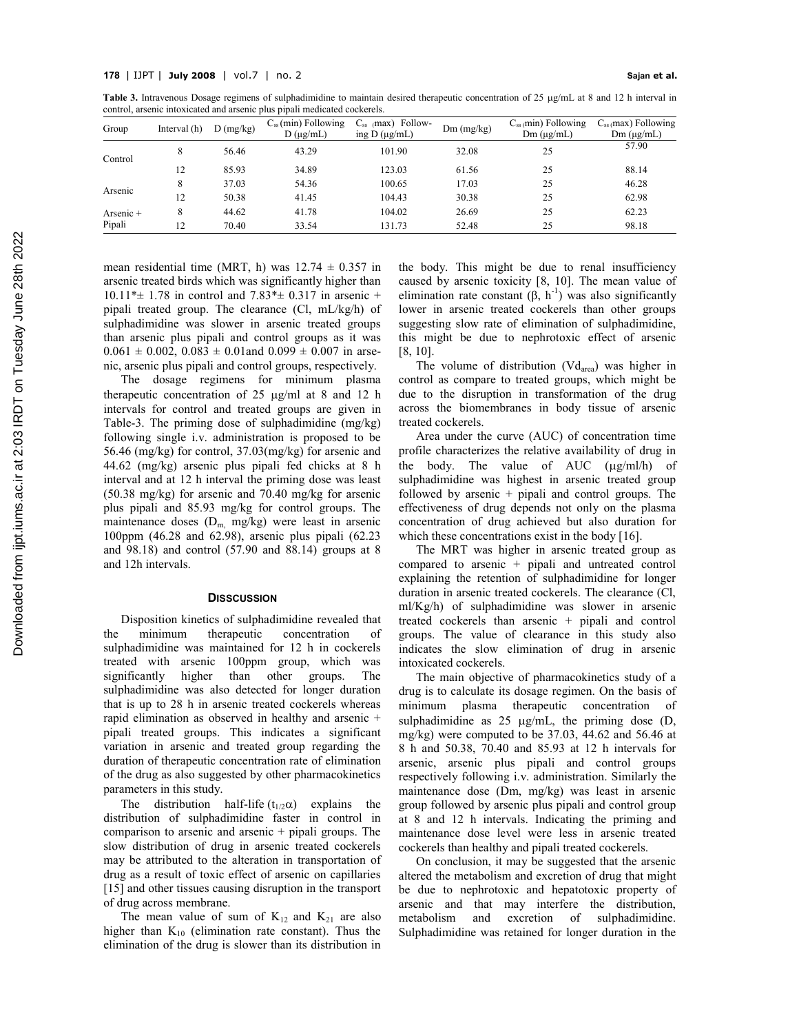**Table 3.** Intravenous Dosage regimens of sulphadimidine to maintain desired therapeutic concentration of 25 µg/mL at 8 and 12 h interval in control, arsenic intoxicated and arsenic plus pipali medicated cockerels.

| Group | Interval (h) | D (mg/kg) | $C_{ss}$ (min) Following D (µg/mL) | $C_{ss}$ (max) Following D (µg/mL) | Dm (mg/kg) | $C_{ss}$ (min) Following Dm (µg/mL) | $C_{ss}$ (max) Following Dm (µg/mL) |
|---|---|---|---|---|---|---|---|
| Control | 8 | 56.46 | 43.29 | 101.90 | 32.08 | 25 | 57.90 |
| | 12 | 85.93 | 34.89 | 123.03 | 61.56 | 25 | 88.14 |
| Arsenic | 8 | 37.03 | 54.36 | 100.65 | 17.03 | 25 | 46.28 |
| | 12 | 50.38 | 41.45 | 104.43 | 30.38 | 25 | 62.98 |
| Arsenic + Pipali | 8 | 44.62 | 41.78 | 104.02 | 26.69 | 25 | 62.23 |
| | 12 | 70.40 | 33.54 | 131.73 | 52.48 | 25 | 98.18 |

mean residential time (MRT, h) was 12.74 ± 0.357 in arsenic treated birds which was significantly higher than 10.11*± 1.78 in control and 7.83*± 0.317 in arsenic + pipali treated group. The clearance (Cl, mL/kg/h) of sulphadimidine was slower in arsenic treated groups than arsenic plus pipali and control groups as it was 0.061 ± 0.002, 0.083 ± 0.01and 0.099 ± 0.007 in arsenic, arsenic plus pipali and control groups, respectively.

The dosage regimens for minimum plasma therapeutic concentration of 25 µg/ml at 8 and 12 h intervals for control and treated groups are given in Table-3. The priming dose of sulphadimidine (mg/kg) following single i.v. administration is proposed to be 56.46 (mg/kg) for control, 37.03(mg/kg) for arsenic and 44.62 (mg/kg) arsenic plus pipali fed chicks at 8 h interval and at 12 h interval the priming dose was least (50.38 mg/kg) for arsenic and 70.40 mg/kg for arsenic plus pipali and 85.93 mg/kg for control groups. The maintenance doses ($D_m$, mg/kg) were least in arsenic 100ppm (46.28 and 62.98), arsenic plus pipali (62.23 and 98.18) and control (57.90 and 88.14) groups at 8 and 12h intervals.

## DISSCUSSION

Disposition kinetics of sulphadimidine revealed that the minimum therapeutic concentration of sulphadimidine was maintained for 12 h in cockerels treated with arsenic 100ppm group, which was significantly higher than other groups. The sulphadimidine was also detected for longer duration that is up to 28 h in arsenic treated cockerels whereas rapid elimination as observed in healthy and arsenic + pipali treated groups. This indicates a significant variation in arsenic and treated group regarding the duration of therapeutic concentration rate of elimination of the drug as also suggested by other pharmacokinetics parameters in this study.

The distribution half-life ($t_{1/2}\alpha$) explains the distribution of sulphadimidine faster in control in comparison to arsenic and arsenic + pipali groups. The slow distribution of drug in arsenic treated cockerels may be attributed to the alteration in transportation of drug as a result of toxic effect of arsenic on capillaries [15] and other tissues causing disruption in the transport of drug across membrane.

The mean value of sum of $K_{12}$ and $K_{21}$ are also higher than $K_{10}$ (elimination rate constant). Thus the elimination of the drug is slower than its distribution in the body. This might be due to renal insufficiency caused by arsenic toxicity [8, 10]. The mean value of elimination rate constant ($\beta$, $h^{-1}$) was also significantly lower in arsenic treated cockerels than other groups suggesting slow rate of elimination of sulphadimidine, this might be due to nephrotoxic effect of arsenic [8, 10].

The volume of distribution ($Vd_{area}$) was higher in control as compare to treated groups, which might be due to the disruption in transformation of the drug across the biomembranes in body tissue of arsenic treated cockerels.

Area under the curve (AUC) of concentration time profile characterizes the relative availability of drug in the body. The value of AUC (µg/ml/h) of sulphadimidine was highest in arsenic treated group followed by arsenic + pipali and control groups. The effectiveness of drug depends not only on the plasma concentration of drug achieved but also duration for which these concentrations exist in the body [16].

The MRT was higher in arsenic treated group as compared to arsenic + pipali and untreated control explaining the retention of sulphadimidine for longer duration in arsenic treated cockerels. The clearance (Cl, ml/Kg/h) of sulphadimidine was slower in arsenic treated cockerels than arsenic + pipali and control groups. The value of clearance in this study also indicates the slow elimination of drug in arsenic intoxicated cockerels.

The main objective of pharmacokinetics study of a drug is to calculate its dosage regimen. On the basis of minimum plasma therapeutic concentration of sulphadimidine as 25 µg/mL, the priming dose (D, mg/kg) were computed to be 37.03, 44.62 and 56.46 at 8 h and 50.38, 70.40 and 85.93 at 12 h intervals for arsenic, arsenic plus pipali and control groups respectively following i.v. administration. Similarly the maintenance dose (Dm, mg/kg) was least in arsenic group followed by arsenic plus pipali and control group at 8 and 12 h intervals. Indicating the priming and maintenance dose level were less in arsenic treated cockerels than healthy and pipali treated cockerels.

On conclusion, it may be suggested that the arsenic altered the metabolism and excretion of drug that might be due to nephrotoxic and hepatotoxic property of arsenic and that may interfere the distribution, metabolism and excretion of sulphadimidine. Sulphadimidine was retained for longer duration in the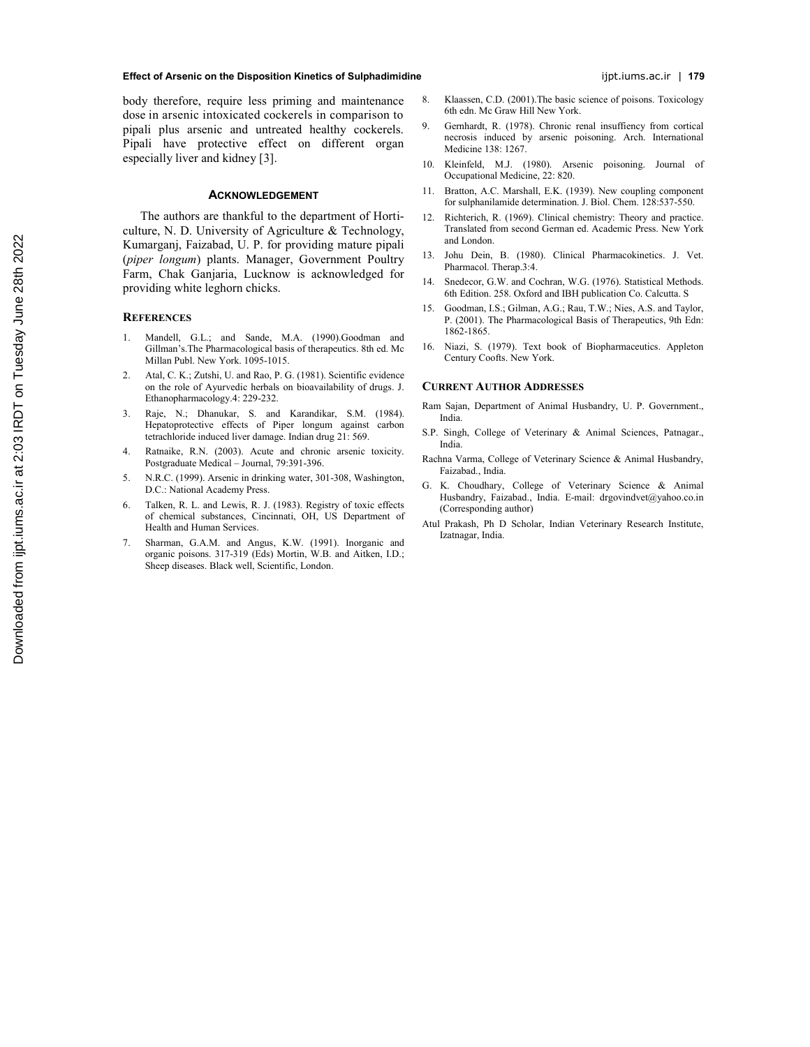body therefore, require less priming and maintenance dose in arsenic intoxicated cockerels in comparison to pipali plus arsenic and untreated healthy cockerels. Pipali have protective effect on different organ especially liver and kidney [3].

## ACKNOWLEDGEMENT

The authors are thankful to the department of Horticulture, N. D. University of Agriculture & Technology, Kumarganj, Faizabad, U. P. for providing mature pipali (*piper longum*) plants. Manager, Government Poultry Farm, Chak Ganjaria, Lucknow is acknowledged for providing white leghorn chicks.

## REFERENCES

1. Mandell, G.L.; and Sande, M.A. (1990).Goodman and Gillman's.The Pharmacological basis of therapeutics. 8th ed. Mc Millan Publ. New York. 1095-1015.
2. Atal, C. K.; Zutshi, U. and Rao, P. G. (1981). Scientific evidence on the role of Ayurvedic herbals on bioavailability of drugs. J. Ethanopharmacology.4: 229-232.
3. Raje, N.; Dhanukar, S. and Karandikar, S.M. (1984). Hepatoprotective effects of Piper longum against carbon tetrachloride induced liver damage. Indian drug 21: 569.
4. Ratnaike, R.N. (2003). Acute and chronic arsenic toxicity. Postgraduate Medical – Journal, 79:391-396.
5. N.R.C. (1999). Arsenic in drinking water, 301-308, Washington, D.C.: National Academy Press.
6. Talken, R. L. and Lewis, R. J. (1983). Registry of toxic effects of chemical substances, Cincinnati, OH, US Department of Health and Human Services.
7. Sharman, G.A.M. and Angus, K.W. (1991). Inorganic and organic poisons. 317-319 (Eds) Mortin, W.B. and Aitken, I.D.; Sheep diseases. Black well, Scientific, London.
8. Klaassen, C.D. (2001).The basic science of poisons. Toxicology 6th edn. Mc Graw Hill New York.
9. Gernhardt, R. (1978). Chronic renal insuffiency from cortical necrosis induced by arsenic poisoning. Arch. International Medicine 138: 1267.
10. Kleinfeld, M.J. (1980). Arsenic poisoning. Journal of Occupational Medicine, 22: 820.
11. Bratton, A.C. Marshall, E.K. (1939). New coupling component for sulphanilamide determination. J. Biol. Chem. 128:537-550.
12. Richterich, R. (1969). Clinical chemistry: Theory and practice. Translated from second German ed. Academic Press. New York and London.
13. Johu Dein, B. (1980). Clinical Pharmacokinetics. J. Vet. Pharmacol. Therap.3:4.
14. Snedecor, G.W. and Cochran, W.G. (1976). Statistical Methods. 6th Edition. 258. Oxford and IBH publication Co. Calcutta. S
15. Goodman, I.S.; Gilman, A.G.; Rau, T.W.; Nies, A.S. and Taylor, P. (2001). The Pharmacological Basis of Therapeutics, 9th Edn: 1862-1865.
16. Niazi, S. (1979). Text book of Biopharmaceutics. Appleton Century Coofts. New York.

## CURRENT AUTHOR ADDRESSES

Ram Sajan, Department of Animal Husbandry, U. P. Government., India.

S.P. Singh, College of Veterinary & Animal Sciences, Patnagar., India.

Rachna Varma, College of Veterinary Science & Animal Husbandry, Faizabad., India.

G. K. Choudhary, College of Veterinary Science & Animal Husbandry, Faizabad., India. E-mail: drgovindvet@yahoo.co.in (Corresponding author)

Atul Prakash, Ph D Scholar, Indian Veterinary Research Institute, Izatnagar, India.